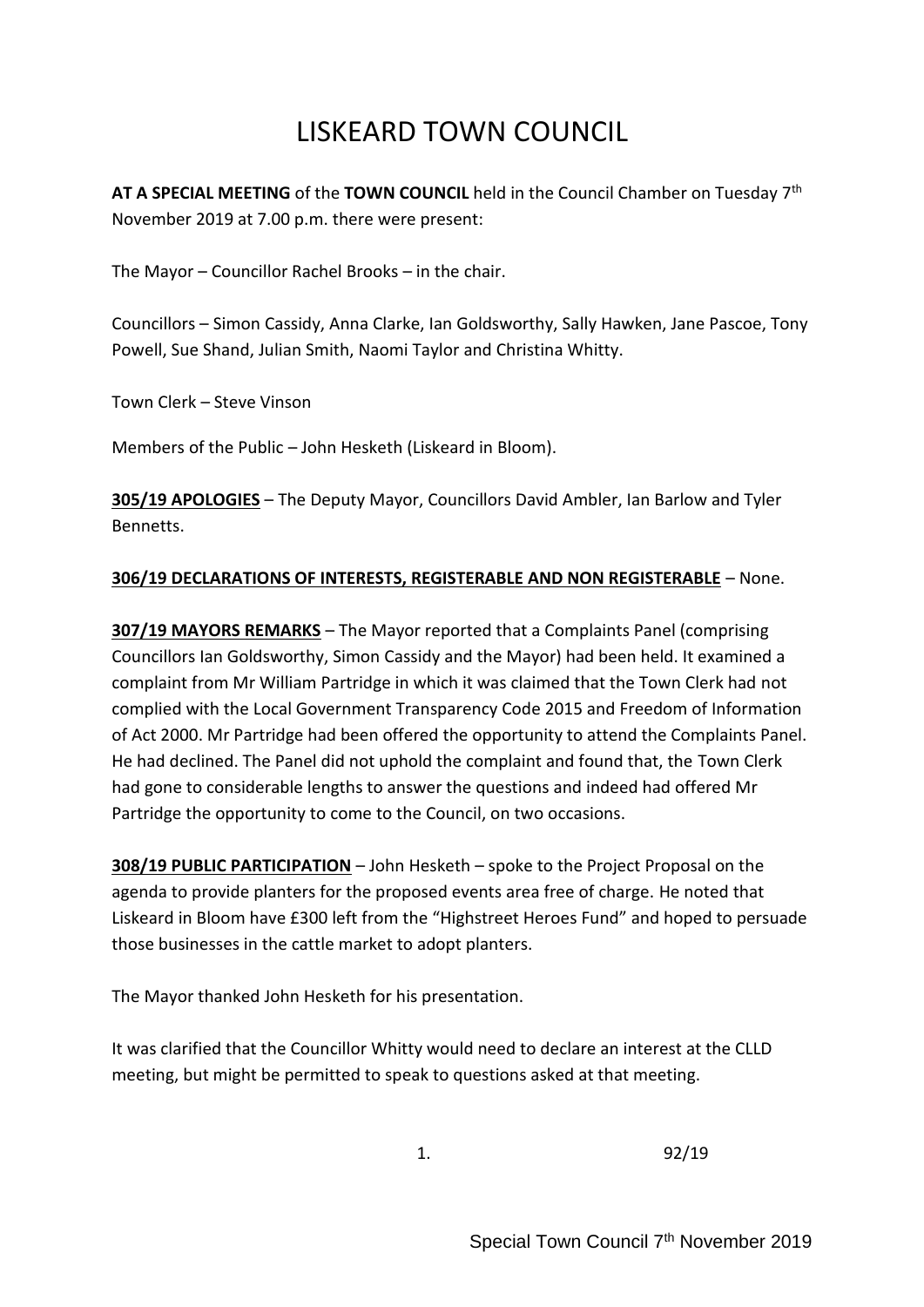# LISKEARD TOWN COUNCIL

**AT A SPECIAL MEETING** of the **TOWN COUNCIL** held in the Council Chamber on Tuesday 7th November 2019 at 7.00 p.m. there were present:

The Mayor – Councillor Rachel Brooks – in the chair.

Councillors – Simon Cassidy, Anna Clarke, Ian Goldsworthy, Sally Hawken, Jane Pascoe, Tony Powell, Sue Shand, Julian Smith, Naomi Taylor and Christina Whitty.

Town Clerk – Steve Vinson

Members of the Public – John Hesketh (Liskeard in Bloom).

**305/19 APOLOGIES** – The Deputy Mayor, Councillors David Ambler, Ian Barlow and Tyler Bennetts.

**306/19 DECLARATIONS OF INTERESTS, REGISTERABLE AND NON REGISTERABLE** – None.

**307/19 MAYORS REMARKS** – The Mayor reported that a Complaints Panel (comprising Councillors Ian Goldsworthy, Simon Cassidy and the Mayor) had been held. It examined a complaint from Mr William Partridge in which it was claimed that the Town Clerk had not complied with the Local Government Transparency Code 2015 and Freedom of Information of Act 2000. Mr Partridge had been offered the opportunity to attend the Complaints Panel. He had declined. The Panel did not uphold the complaint and found that, the Town Clerk had gone to considerable lengths to answer the questions and indeed had offered Mr Partridge the opportunity to come to the Council, on two occasions.

**308/19 PUBLIC PARTICIPATION** – John Hesketh – spoke to the Project Proposal on the agenda to provide planters for the proposed events area free of charge. He noted that Liskeard in Bloom have £300 left from the "Highstreet Heroes Fund" and hoped to persuade those businesses in the cattle market to adopt planters.

The Mayor thanked John Hesketh for his presentation.

It was clarified that the Councillor Whitty would need to declare an interest at the CLLD meeting, but might be permitted to speak to questions asked at that meeting.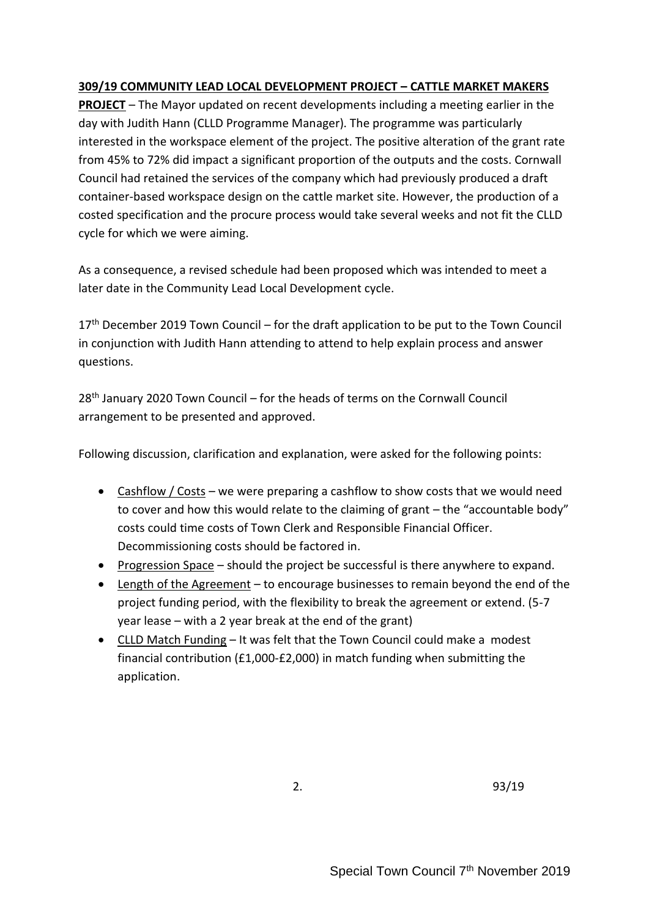**309/19 COMMUNITY LEAD LOCAL DEVELOPMENT PROJECT – CATTLE MARKET MAKERS PROJECT** – The Mayor updated on recent developments including a meeting earlier in the day with Judith Hann (CLLD Programme Manager). The programme was particularly interested in the workspace element of the project. The positive alteration of the grant rate from 45% to 72% did impact a significant proportion of the outputs and the costs. Cornwall Council had retained the services of the company which had previously produced a draft container-based workspace design on the cattle market site. However, the production of a costed specification and the procure process would take several weeks and not fit the CLLD cycle for which we were aiming.

As a consequence, a revised schedule had been proposed which was intended to meet a later date in the Community Lead Local Development cycle.

17th December 2019 Town Council – for the draft application to be put to the Town Council in conjunction with Judith Hann attending to attend to help explain process and answer questions.

28th January 2020 Town Council – for the heads of terms on the Cornwall Council arrangement to be presented and approved.

Following discussion, clarification and explanation, were asked for the following points:

- Cashflow / Costs – we were preparing a cashflow to show costs that we would need to cover and how this would relate to the claiming of grant – the "accountable body" costs could time costs of Town Clerk and Responsible Financial Officer. Decommissioning costs should be factored in.
- Progression Space – should the project be successful is there anywhere to expand.
- Length of the Agreement – to encourage businesses to remain beyond the end of the project funding period, with the flexibility to break the agreement or extend. (5-7 year lease – with a 2 year break at the end of the grant)
- CLLD Match Funding – It was felt that the Town Council could make a modest financial contribution (£1,000-£2,000) in match funding when submitting the application.

93/19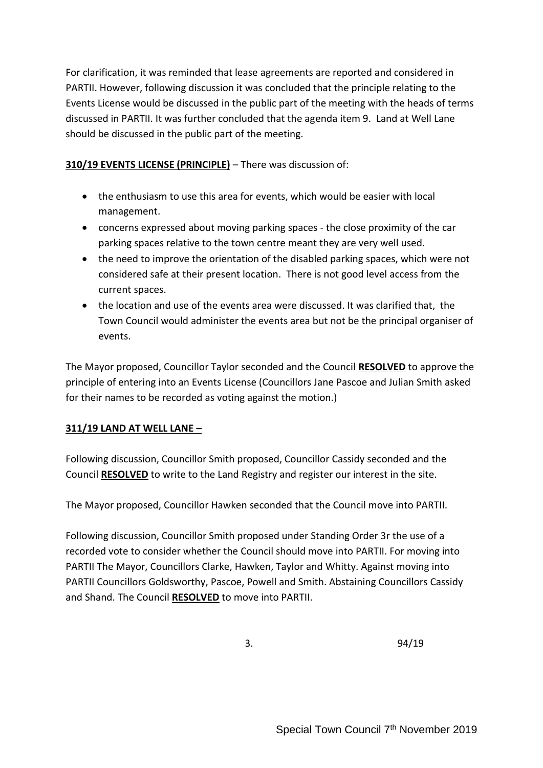For clarification, it was reminded that lease agreements are reported and considered in PARTII. However, following discussion it was concluded that the principle relating to the Events License would be discussed in the public part of the meeting with the heads of terms discussed in PARTII. It was further concluded that the agenda item 9. Land at Well Lane should be discussed in the public part of the meeting.

**310/19 EVENTS LICENSE (PRINCIPLE)** – There was discussion of:

- the enthusiasm to use this area for events, which would be easier with local management.
- concerns expressed about moving parking spaces - the close proximity of the car parking spaces relative to the town centre meant they are very well used.
- the need to improve the orientation of the disabled parking spaces, which were not considered safe at their present location. There is not good level access from the current spaces.
- the location and use of the events area were discussed. It was clarified that, the Town Council would administer the events area but not be the principal organiser of events.

The Mayor proposed, Councillor Taylor seconded and the Council **RESOLVED** to approve the principle of entering into an Events License (Councillors Jane Pascoe and Julian Smith asked for their names to be recorded as voting against the motion.)

**311/19 LAND AT WELL LANE –**

Following discussion, Councillor Smith proposed, Councillor Cassidy seconded and the Council **RESOLVED** to write to the Land Registry and register our interest in the site.

The Mayor proposed, Councillor Hawken seconded that the Council move into PARTII.

Following discussion, Councillor Smith proposed under Standing Order 3r the use of a recorded vote to consider whether the Council should move into PARTII. For moving into PARTII The Mayor, Councillors Clarke, Hawken, Taylor and Whitty. Against moving into PARTII Councillors Goldsworthy, Pascoe, Powell and Smith. Abstaining Councillors Cassidy and Shand. The Council **RESOLVED** to move into PARTII.

94/19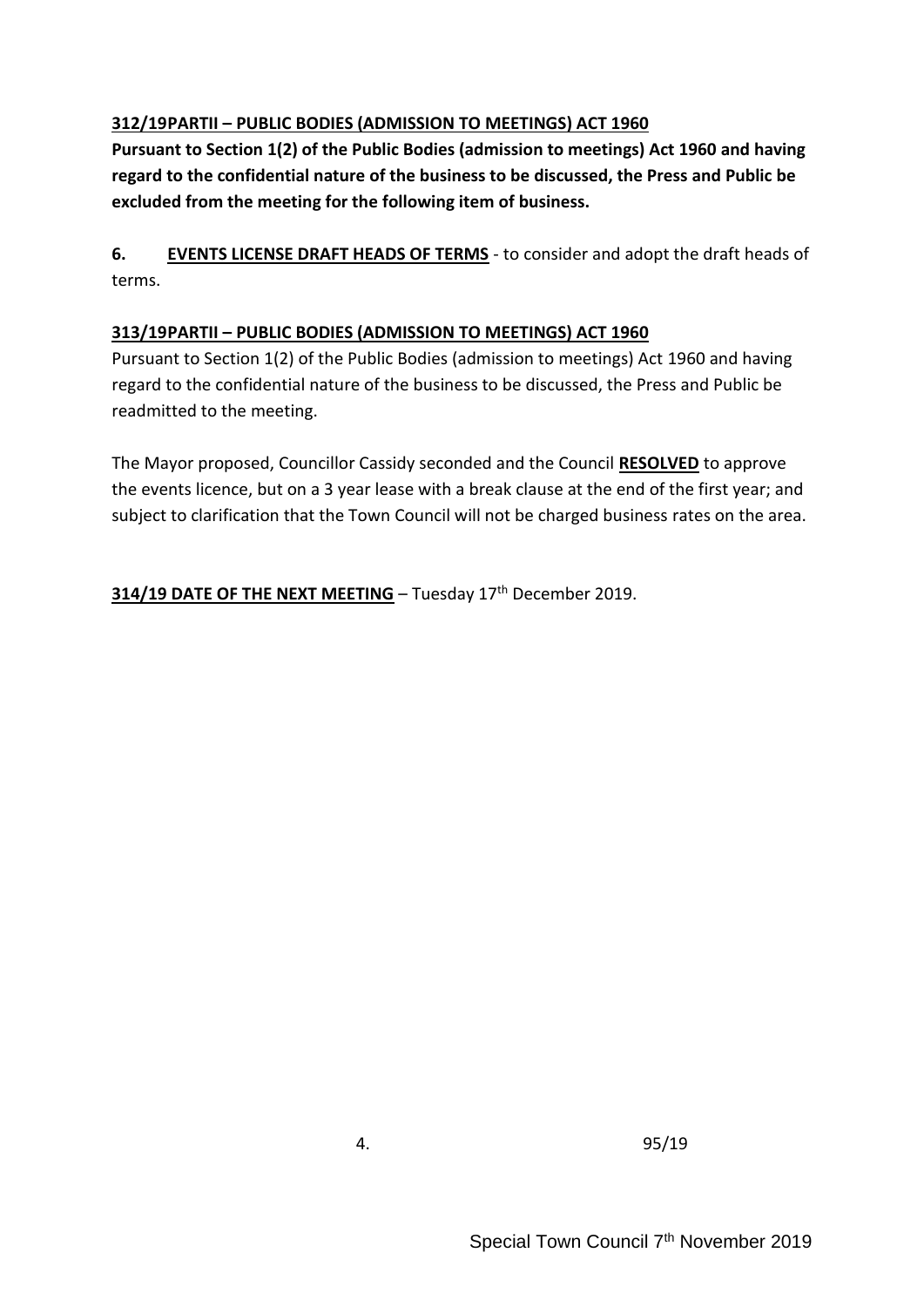**312/19PARTII – PUBLIC BODIES (ADMISSION TO MEETINGS) ACT 1960**

**Pursuant to Section 1(2) of the Public Bodies (admission to meetings) Act 1960 and having regard to the confidential nature of the business to be discussed, the Press and Public be excluded from the meeting for the following item of business.**

**6. EVENTS LICENSE DRAFT HEADS OF TERMS** - to consider and adopt the draft heads of terms.

**313/19PARTII – PUBLIC BODIES (ADMISSION TO MEETINGS) ACT 1960**

Pursuant to Section 1(2) of the Public Bodies (admission to meetings) Act 1960 and having regard to the confidential nature of the business to be discussed, the Press and Public be readmitted to the meeting.

The Mayor proposed, Councillor Cassidy seconded and the Council **RESOLVED** to approve the events licence, but on a 3 year lease with a break clause at the end of the first year; and subject to clarification that the Town Council will not be charged business rates on the area.

**314/19 DATE OF THE NEXT MEETING** – Tuesday 17th December 2019.

95/19